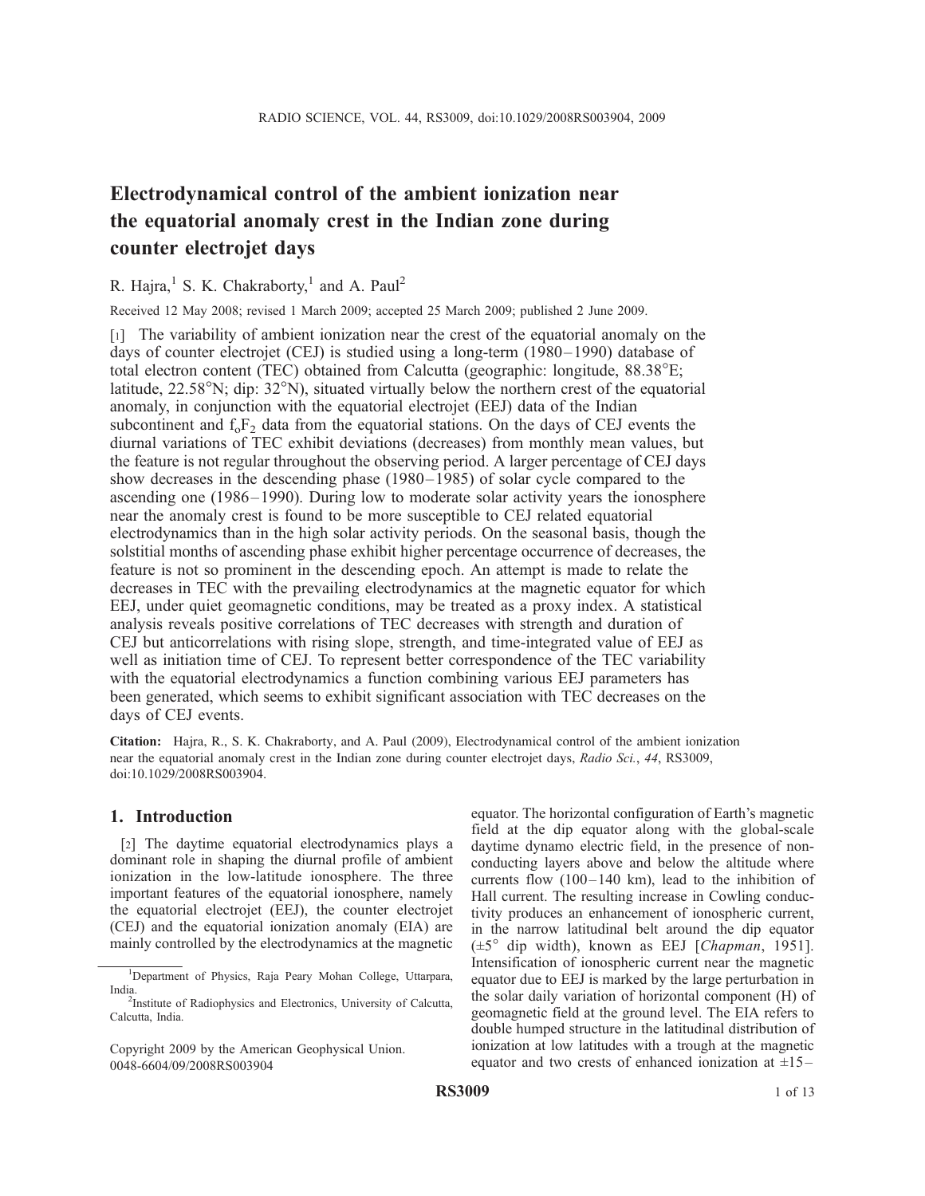# Electrodynamical control of the ambient ionization near the equatorial anomaly crest in the Indian zone during counter electrojet days

R. Hajra,[1] S. K. Chakraborty,[1] and A. Paul[2]

Received 12 May 2008; revised 1 March 2009; accepted 25 March 2009; published 2 June 2009.

[1] The variability of ambient ionization near the crest of the equatorial anomaly on the days of counter electrojet (CEJ) is studied using a long-term (1980–1990) database of total electron content (TEC) obtained from Calcutta (geographic: longitude, 88.38°E; latitude, 22.58°N; dip: 32°N), situated virtually below the northern crest of the equatorial anomaly, in conjunction with the equatorial electrojet (EEJ) data of the Indian subcontinent and $f_oF_2$ data from the equatorial stations. On the days of CEJ events the diurnal variations of TEC exhibit deviations (decreases) from monthly mean values, but the feature is not regular throughout the observing period. A larger percentage of CEJ days show decreases in the descending phase (1980–1985) of solar cycle compared to the ascending one (1986–1990). During low to moderate solar activity years the ionosphere near the anomaly crest is found to be more susceptible to CEJ related equatorial electrodynamics than in the high solar activity periods. On the seasonal basis, though the solstitial months of ascending phase exhibit higher percentage occurrence of decreases, the feature is not so prominent in the descending epoch. An attempt is made to relate the decreases in TEC with the prevailing electrodynamics at the magnetic equator for which EEJ, under quiet geomagnetic conditions, may be treated as a proxy index. A statistical analysis reveals positive correlations of TEC decreases with strength and duration of CEJ but anticorrelations with rising slope, strength, and time-integrated value of EEJ as well as initiation time of CEJ. To represent better correspondence of the TEC variability with the equatorial electrodynamics a function combining various EEJ parameters has been generated, which seems to exhibit significant association with TEC decreases on the days of CEJ events.

**Citation:** Hajra, R., S. K. Chakraborty, and A. Paul (2009), Electrodynamical control of the ambient ionization near the equatorial anomaly crest in the Indian zone during counter electrojet days, *Radio Sci.*, *44*, RS3009, doi:10.1029/2008RS003904.

## 1. Introduction

[2] The daytime equatorial electrodynamics plays a dominant role in shaping the diurnal profile of ambient ionization in the low-latitude ionosphere. The three important features of the equatorial ionosphere, namely the equatorial electrojet (EEJ), the counter electrojet (CEJ) and the equatorial ionization anomaly (EIA) are mainly controlled by the electrodynamics at the magnetic equator. The horizontal configuration of Earth's magnetic field at the dip equator along with the global-scale daytime dynamo electric field, in the presence of non-conducting layers above and below the altitude where currents flow (100–140 km), lead to the inhibition of Hall current. The resulting increase in Cowling conductivity produces an enhancement of ionospheric current, in the narrow latitudinal belt around the dip equator (±5° dip width), known as EEJ [*Chapman*, 1951]. Intensification of ionospheric current near the magnetic equator due to EEJ is marked by the large perturbation in the solar daily variation of horizontal component (H) of geomagnetic field at the ground level. The EIA refers to double humped structure in the latitudinal distribution of ionization at low latitudes with a trough at the magnetic equator and two crests of enhanced ionization at ±15–

[1] Department of Physics, Raja Peary Mohan College, Uttarpara, India.

[2] Institute of Radiophysics and Electronics, University of Calcutta, Calcutta, India.

Copyright 2009 by the American Geophysical Union.
0048-6604/09/2008RS003904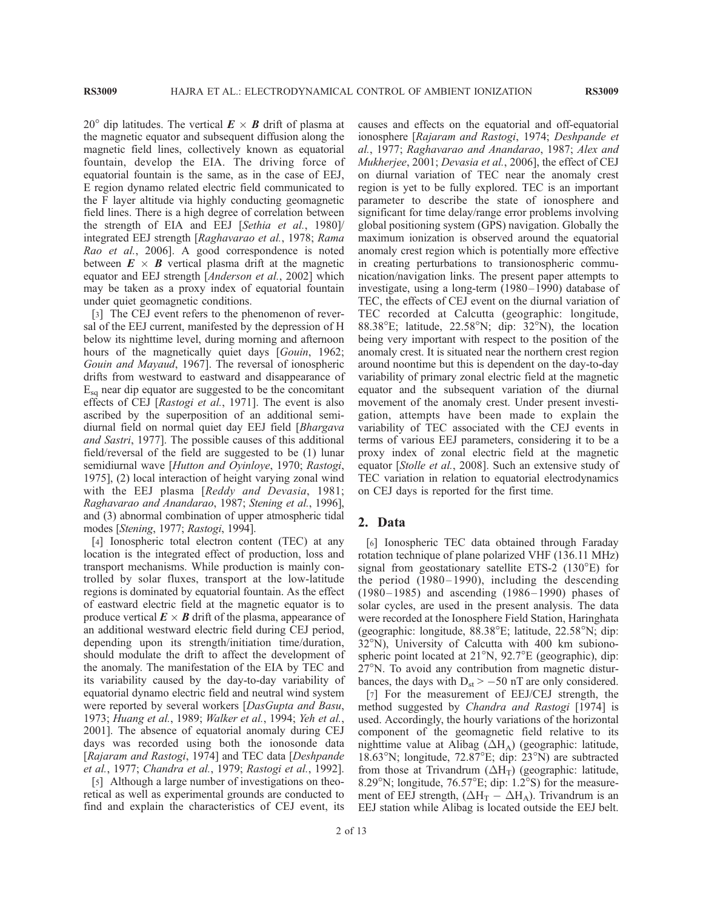20° dip latitudes. The vertical $\boldsymbol{E} \times \boldsymbol{B}$ drift of plasma at the magnetic equator and subsequent diffusion along the magnetic field lines, collectively known as equatorial fountain, develop the EIA. The driving force of equatorial fountain is the same, as in the case of EEJ, E region dynamo related electric field communicated to the F layer altitude via highly conducting geomagnetic field lines. There is a high degree of correlation between the strength of EIA and EEJ [*Sethia et al.*, 1980]/integrated EEJ strength [*Raghavarao et al.*, 1978; *Rama Rao et al.*, 2006]. A good correspondence is noted between $\boldsymbol{E} \times \boldsymbol{B}$ vertical plasma drift at the magnetic equator and EEJ strength [*Anderson et al.*, 2002] which may be taken as a proxy index of equatorial fountain under quiet geomagnetic conditions.

[3] The CEJ event refers to the phenomenon of reversal of the EEJ current, manifested by the depression of H below its nighttime level, during morning and afternoon hours of the magnetically quiet days [*Gouin*, 1962; *Gouin and Mayaud*, 1967]. The reversal of ionospheric drifts from westward to eastward and disappearance of $E_{sq}$ near dip equator are suggested to be the concomitant effects of CEJ [*Rastogi et al.*, 1971]. The event is also ascribed by the superposition of an additional semidiurnal field on normal quiet day EEJ field [*Bhargava and Sastri*, 1977]. The possible causes of this additional field/reversal of the field are suggested to be (1) lunar semidiurnal wave [*Hutton and Oyinloye*, 1970; *Rastogi*, 1975], (2) local interaction of height varying zonal wind with the EEJ plasma [*Reddy and Devasia*, 1981; *Raghavarao and Anandarao*, 1987; *Stening et al.*, 1996], and (3) abnormal combination of upper atmospheric tidal modes [*Stening*, 1977; *Rastogi*, 1994].

[4] Ionospheric total electron content (TEC) at any location is the integrated effect of production, loss and transport mechanisms. While production is mainly controlled by solar fluxes, transport at the low-latitude regions is dominated by equatorial fountain. As the effect of eastward electric field at the magnetic equator is to produce vertical $\boldsymbol{E} \times \boldsymbol{B}$ drift of the plasma, appearance of an additional westward electric field during CEJ period, depending upon its strength/initiation time/duration, should modulate the drift to affect the development of the anomaly. The manifestation of the EIA by TEC and its variability caused by the day-to-day variability of equatorial dynamo electric field and neutral wind system were reported by several workers [*DasGupta and Basu*, 1973; *Huang et al.*, 1989; *Walker et al.*, 1994; *Yeh et al.*, 2001]. The absence of equatorial anomaly during CEJ days was recorded using both the ionosonde data [*Rajaram and Rastogi*, 1974] and TEC data [*Deshpande et al.*, 1977; *Chandra et al.*, 1979; *Rastogi et al.*, 1992].

[5] Although a large number of investigations on theoretical as well as experimental grounds are conducted to find and explain the characteristics of CEJ event, its causes and effects on the equatorial and off-equatorial ionosphere [*Rajaram and Rastogi*, 1974; *Deshpande et al.*, 1977; *Raghavarao and Anandarao*, 1987; *Alex and Mukherjee*, 2001; *Devasia et al.*, 2006], the effect of CEJ on diurnal variation of TEC near the anomaly crest region is yet to be fully explored. TEC is an important parameter to describe the state of ionosphere and significant for time delay/range error problems involving global positioning system (GPS) navigation. Globally the maximum ionization is observed around the equatorial anomaly crest region which is potentially more effective in creating perturbations to transionospheric communication/navigation links. The present paper attempts to investigate, using a long-term (1980–1990) database of TEC, the effects of CEJ event on the diurnal variation of TEC recorded at Calcutta (geographic: longitude, 88.38°E; latitude, 22.58°N; dip: 32°N), the location being very important with respect to the position of the anomaly crest. It is situated near the northern crest region around noontime but this is dependent on the day-to-day variability of primary zonal electric field at the magnetic equator and the subsequent variation of the diurnal movement of the anomaly crest. Under present investigation, attempts have been made to explain the variability of TEC associated with the CEJ events in terms of various EEJ parameters, considering it to be a proxy index of zonal electric field at the magnetic equator [*Stolle et al.*, 2008]. Such an extensive study of TEC variation in relation to equatorial electrodynamics on CEJ days is reported for the first time.

## 2. Data

[6] Ionospheric TEC data obtained through Faraday rotation technique of plane polarized VHF (136.11 MHz) signal from geostationary satellite ETS-2 (130°E) for the period (1980–1990), including the descending (1980–1985) and ascending (1986–1990) phases of solar cycles, are used in the present analysis. The data were recorded at the Ionosphere Field Station, Haringhata (geographic: longitude, 88.38°E; latitude, 22.58°N; dip: 32°N), University of Calcutta with 400 km subionospheric point located at 21°N, 92.7°E (geographic), dip: 27°N. To avoid any contribution from magnetic disturbances, the days with $D_{st} > -50$ nT are only considered.

[7] For the measurement of EEJ/CEJ strength, the method suggested by *Chandra and Rastogi* [1974] is used. Accordingly, the hourly variations of the horizontal component of the geomagnetic field relative to its nighttime value at Alibag ($\Delta H_A$) (geographic: latitude, 18.63°N; longitude, 72.87°E; dip: 23°N) are subtracted from those at Trivandrum ($\Delta H_T$) (geographic: latitude, 8.29°N; longitude, 76.57°E; dip: 1.2°S) for the measurement of EEJ strength, ($\Delta H_T - \Delta H_A$). Trivandrum is an EEJ station while Alibag is located outside the EEJ belt.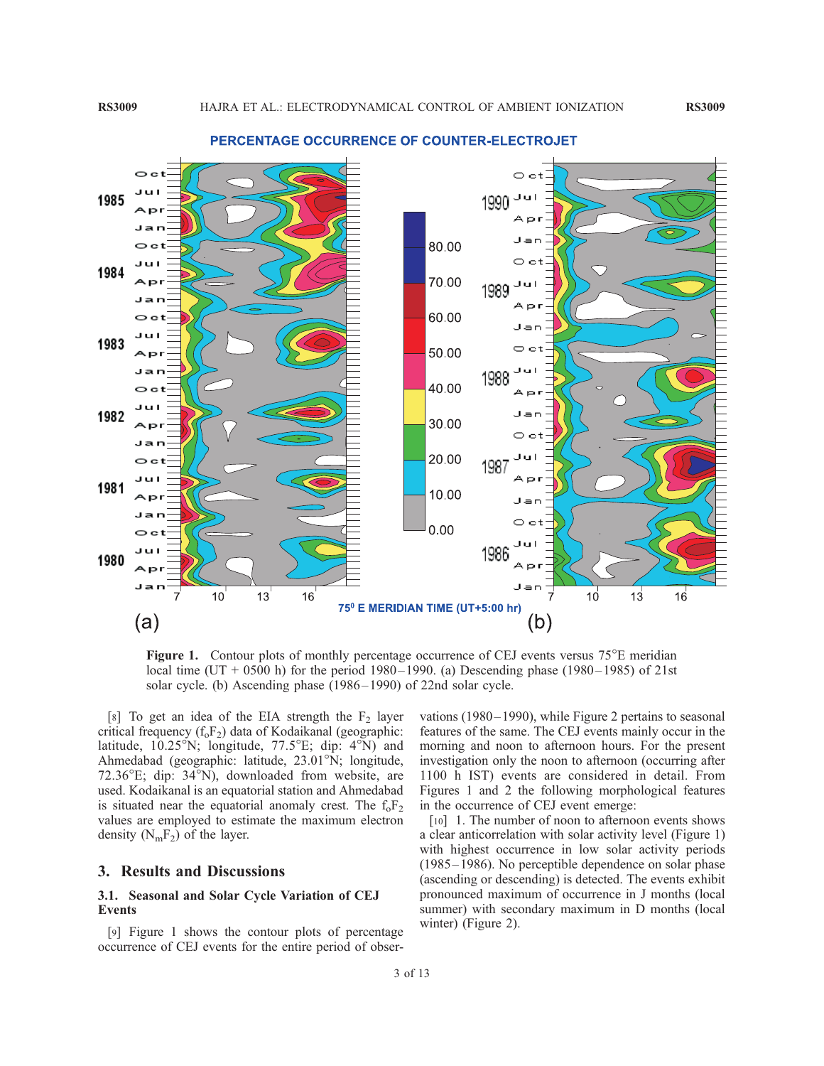**Figure 1.** Contour plots of monthly percentage occurrence of CEJ events versus 75°E meridian local time (UT + 0500 h) for the period 1980–1990. (a) Descending phase (1980–1985) of 21st solar cycle. (b) Ascending phase (1986–1990) of 22nd solar cycle.

[8] To get an idea of the EIA strength the $F_2$ layer critical frequency ($f_oF_2$) data of Kodaikanal (geographic: latitude, 10.25°N; longitude, 77.5°E; dip: 4°N) and Ahmedabad (geographic: latitude, 23.01°N; longitude, 72.36°E; dip: 34°N), downloaded from website, are used. Kodaikanal is an equatorial station and Ahmedabad is situated near the equatorial anomaly crest. The $f_oF_2$ values are employed to estimate the maximum electron density ($N_mF_2$) of the layer.

## 3. Results and Discussions

### 3.1. Seasonal and Solar Cycle Variation of CEJ Events

[9] Figure 1 shows the contour plots of percentage occurrence of CEJ events for the entire period of observations (1980–1990), while Figure 2 pertains to seasonal features of the same. The CEJ events mainly occur in the morning and noon to afternoon hours. For the present investigation only the noon to afternoon (occurring after 1100 h IST) events are considered in detail. From Figures 1 and 2 the following morphological features in the occurrence of CEJ event emerge:

[10] 1. The number of noon to afternoon events shows a clear anticorrelation with solar activity level (Figure 1) with highest occurrence in low solar activity periods (1985–1986). No perceptible dependence on solar phase (ascending or descending) is detected. The events exhibit pronounced maximum of occurrence in J months (local summer) with secondary maximum in D months (local winter) (Figure 2).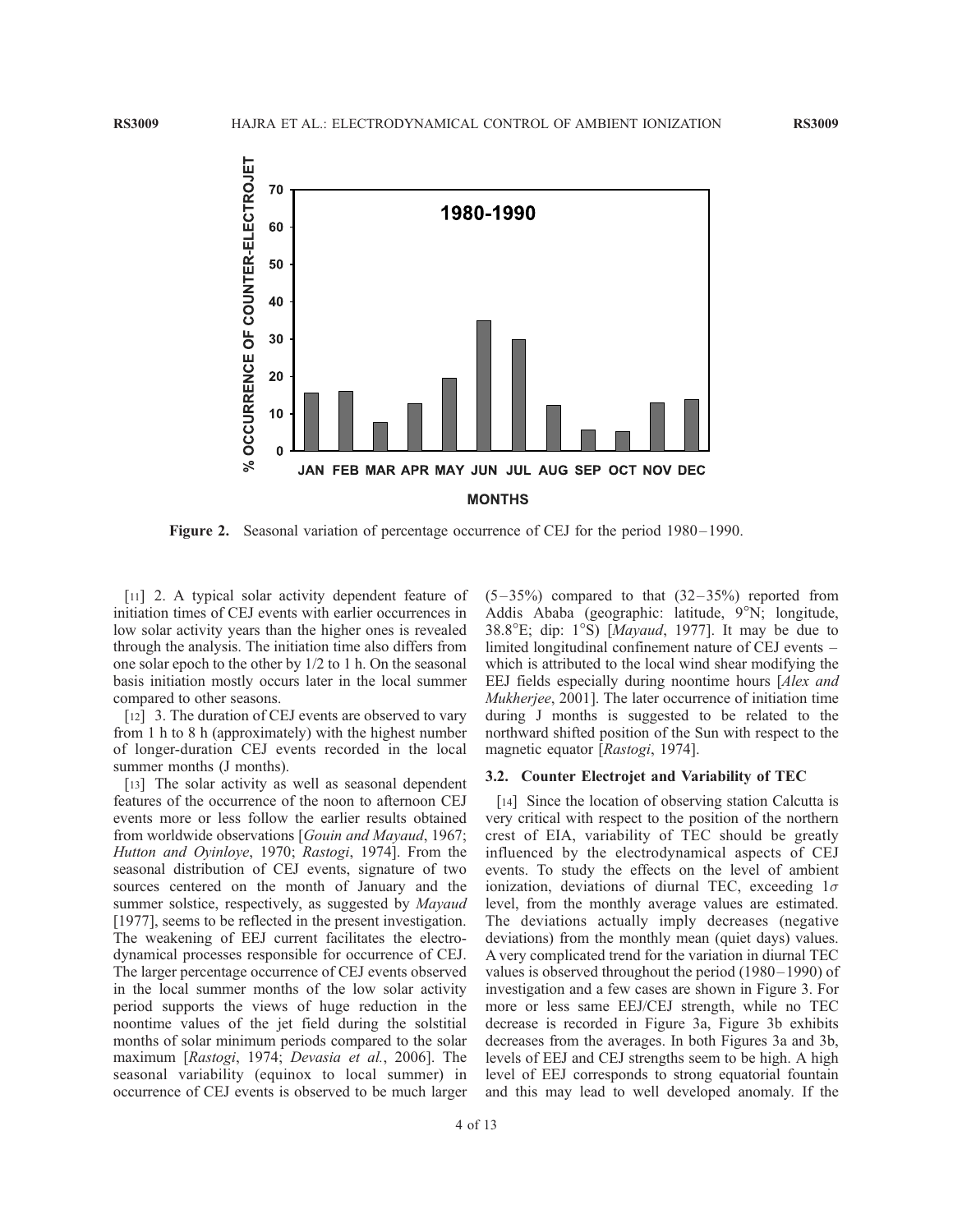Figure 2. Seasonal variation of percentage occurrence of CEJ for the period 1980–1990.

[11] 2. A typical solar activity dependent feature of initiation times of CEJ events with earlier occurrences in low solar activity years than the higher ones is revealed through the analysis. The initiation time also differs from one solar epoch to the other by 1/2 to 1 h. On the seasonal basis initiation mostly occurs later in the local summer compared to other seasons.

[12] 3. The duration of CEJ events are observed to vary from 1 h to 8 h (approximately) with the highest number of longer-duration CEJ events recorded in the local summer months (J months).

[13] The solar activity as well as seasonal dependent features of the occurrence of the noon to afternoon CEJ events more or less follow the earlier results obtained from worldwide observations [*Gouin and Mayaud*, 1967; *Hutton and Oyinloye*, 1970; *Rastogi*, 1974]. From the seasonal distribution of CEJ events, signature of two sources centered on the month of January and the summer solstice, respectively, as suggested by *Mayaud* [1977], seems to be reflected in the present investigation. The weakening of EEJ current facilitates the electrodynamical processes responsible for occurrence of CEJ. The larger percentage occurrence of CEJ events observed in the local summer months of the low solar activity period supports the views of huge reduction in the noontime values of the jet field during the solstitial months of solar minimum periods compared to the solar maximum [*Rastogi*, 1974; *Devasia et al.*, 2006]. The seasonal variability (equinox to local summer) in occurrence of CEJ events is observed to be much larger (5–35%) compared to that (32–35%) reported from Addis Ababa (geographic: latitude, 9°N; longitude, 38.8°E; dip: 1°S) [*Mayaud*, 1977]. It may be due to limited longitudinal confinement nature of CEJ events – which is attributed to the local wind shear modifying the EEJ fields especially during noontime hours [*Alex and Mukherjee*, 2001]. The later occurrence of initiation time during J months is suggested to be related to the northward shifted position of the Sun with respect to the magnetic equator [*Rastogi*, 1974].

### 3.2. Counter Electrojet and Variability of TEC

[14] Since the location of observing station Calcutta is very critical with respect to the position of the northern crest of EIA, variability of TEC should be greatly influenced by the electrodynamical aspects of CEJ events. To study the effects on the level of ambient ionization, deviations of diurnal TEC, exceeding $1\sigma$ level, from the monthly average values are estimated. The deviations actually imply decreases (negative deviations) from the monthly mean (quiet days) values. A very complicated trend for the variation in diurnal TEC values is observed throughout the period (1980–1990) of investigation and a few cases are shown in Figure 3. For more or less same EEJ/CEJ strength, while no TEC decrease is recorded in Figure 3a, Figure 3b exhibits decreases from the averages. In both Figures 3a and 3b, levels of EEJ and CEJ strengths seem to be high. A high level of EEJ corresponds to strong equatorial fountain and this may lead to well developed anomaly. If the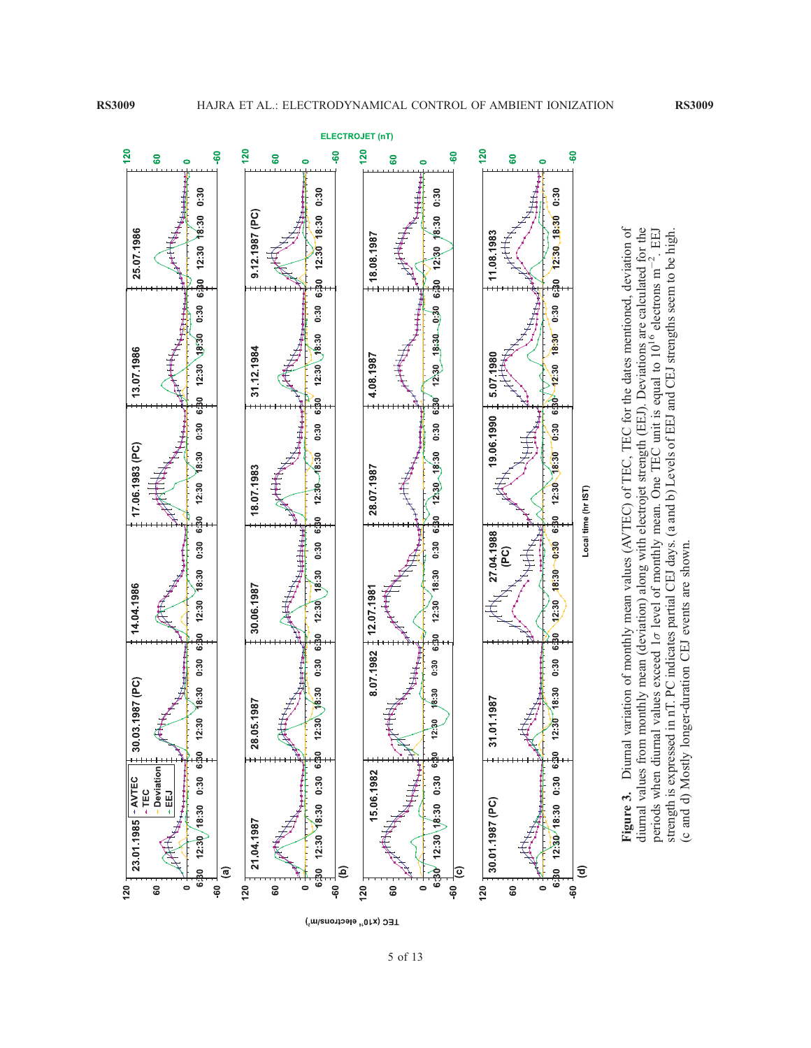**Figure 3.** Diurnal variation of monthly mean values (AVTEC) of TEC, TEC for the dates mentioned, deviation of diurnal values from monthly mean (deviation) along with electrojet strength (EEJ). Deviations are calculated for the periods when diurnal values exceed 1$\sigma$ level of monthly mean. One TEC unit is equal to $10^{16}$ electrons $m^{-2}$. EEJ strength is expressed in nT. PC indicates partial CEJ days. (a and b) Levels of EEJ and CEJ strengths seem to be high. (c and d) Mostly longer-duration CEJ events are shown.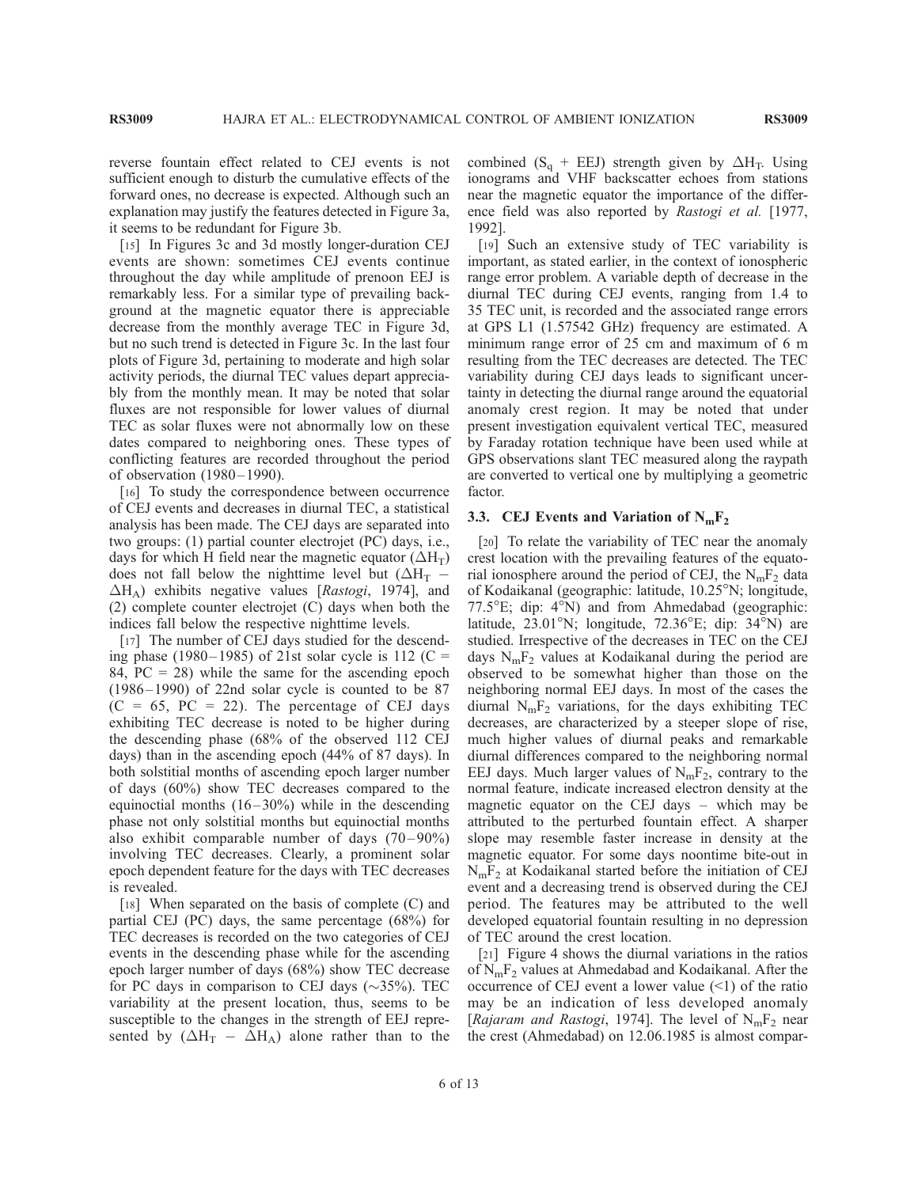reverse fountain effect related to CEJ events is not sufficient enough to disturb the cumulative effects of the forward ones, no decrease is expected. Although such an explanation may justify the features detected in Figure 3a, it seems to be redundant for Figure 3b.

[15] In Figures 3c and 3d mostly longer-duration CEJ events are shown: sometimes CEJ events continue throughout the day while amplitude of prenoon EEJ is remarkably less. For a similar type of prevailing background at the magnetic equator there is appreciable decrease from the monthly average TEC in Figure 3d, but no such trend is detected in Figure 3c. In the last four plots of Figure 3d, pertaining to moderate and high solar activity periods, the diurnal TEC values depart appreciably from the monthly mean. It may be noted that solar fluxes are not responsible for lower values of diurnal TEC as solar fluxes were not abnormally low on these dates compared to neighboring ones. These types of conflicting features are recorded throughout the period of observation (1980–1990).

[16] To study the correspondence between occurrence of CEJ events and decreases in diurnal TEC, a statistical analysis has been made. The CEJ days are separated into two groups: (1) partial counter electrojet (PC) days, i.e., days for which H field near the magnetic equator ($\Delta H_T$) does not fall below the nighttime level but ($\Delta H_T - \Delta H_A$) exhibits negative values [*Rastogi*, 1974], and (2) complete counter electrojet (C) days when both the indices fall below the respective nighttime levels.

[17] The number of CEJ days studied for the descending phase (1980–1985) of 21st solar cycle is 112 (C = 84, PC = 28) while the same for the ascending epoch (1986–1990) of 22nd solar cycle is counted to be 87 (C = 65, PC = 22). The percentage of CEJ days exhibiting TEC decrease is noted to be higher during the descending phase (68% of the observed 112 CEJ days) than in the ascending epoch (44% of 87 days). In both solstitial months of ascending epoch larger number of days (60%) show TEC decreases compared to the equinoctial months (16–30%) while in the descending phase not only solstitial months but equinoctial months also exhibit comparable number of days (70–90%) involving TEC decreases. Clearly, a prominent solar epoch dependent feature for the days with TEC decreases is revealed.

[18] When separated on the basis of complete (C) and partial CEJ (PC) days, the same percentage (68%) for TEC decreases is recorded on the two categories of CEJ events in the descending phase while for the ascending epoch larger number of days (68%) show TEC decrease for PC days in comparison to CEJ days (~35%). TEC variability at the present location, thus, seems to be susceptible to the changes in the strength of EEJ represented by ($\Delta H_T - \Delta H_A$) alone rather than to the combined ($S_q$ + EEJ) strength given by $\Delta H_T$. Using ionograms and VHF backscatter echoes from stations near the magnetic equator the importance of the difference field was also reported by *Rastogi et al.* [1977, 1992].

[19] Such an extensive study of TEC variability is important, as stated earlier, in the context of ionospheric range error problem. A variable depth of decrease in the diurnal TEC during CEJ events, ranging from 1.4 to 35 TEC unit, is recorded and the associated range errors at GPS L1 (1.57542 GHz) frequency are estimated. A minimum range error of 25 cm and maximum of 6 m resulting from the TEC decreases are detected. The TEC variability during CEJ days leads to significant uncertainty in detecting the diurnal range around the equatorial anomaly crest region. It may be noted that under present investigation equivalent vertical TEC, measured by Faraday rotation technique have been used while at GPS observations slant TEC measured along the raypath are converted to vertical one by multiplying a geometric factor.

### 3.3. CEJ Events and Variation of $N_mF_2$

[20] To relate the variability of TEC near the anomaly crest location with the prevailing features of the equatorial ionosphere around the period of CEJ, the $N_mF_2$ data of Kodaikanal (geographic: latitude, 10.25°N; longitude, 77.5°E; dip: 4°N) and from Ahmedabad (geographic: latitude, 23.01°N; longitude, 72.36°E; dip: 34°N) are studied. Irrespective of the decreases in TEC on the CEJ days $N_mF_2$ values at Kodaikanal during the period are observed to be somewhat higher than those on the neighboring normal EEJ days. In most of the cases the diurnal $N_mF_2$ variations, for the days exhibiting TEC decreases, are characterized by a steeper slope of rise, much higher values of diurnal peaks and remarkable diurnal differences compared to the neighboring normal EEJ days. Much larger values of $N_mF_2$, contrary to the normal feature, indicate increased electron density at the magnetic equator on the CEJ days – which may be attributed to the perturbed fountain effect. A sharper slope may resemble faster increase in density at the magnetic equator. For some days noontime bite-out in $N_mF_2$ at Kodaikanal started before the initiation of CEJ event and a decreasing trend is observed during the CEJ period. The features may be attributed to the well developed equatorial fountain resulting in no depression of TEC around the crest location.

[21] Figure 4 shows the diurnal variations in the ratios of $N_mF_2$ values at Ahmedabad and Kodaikanal. After the occurrence of CEJ event a lower value (<1) of the ratio may be an indication of less developed anomaly [*Rajaram and Rastogi*, 1974]. The level of $N_mF_2$ near the crest (Ahmedabad) on 12.06.1985 is almost compar-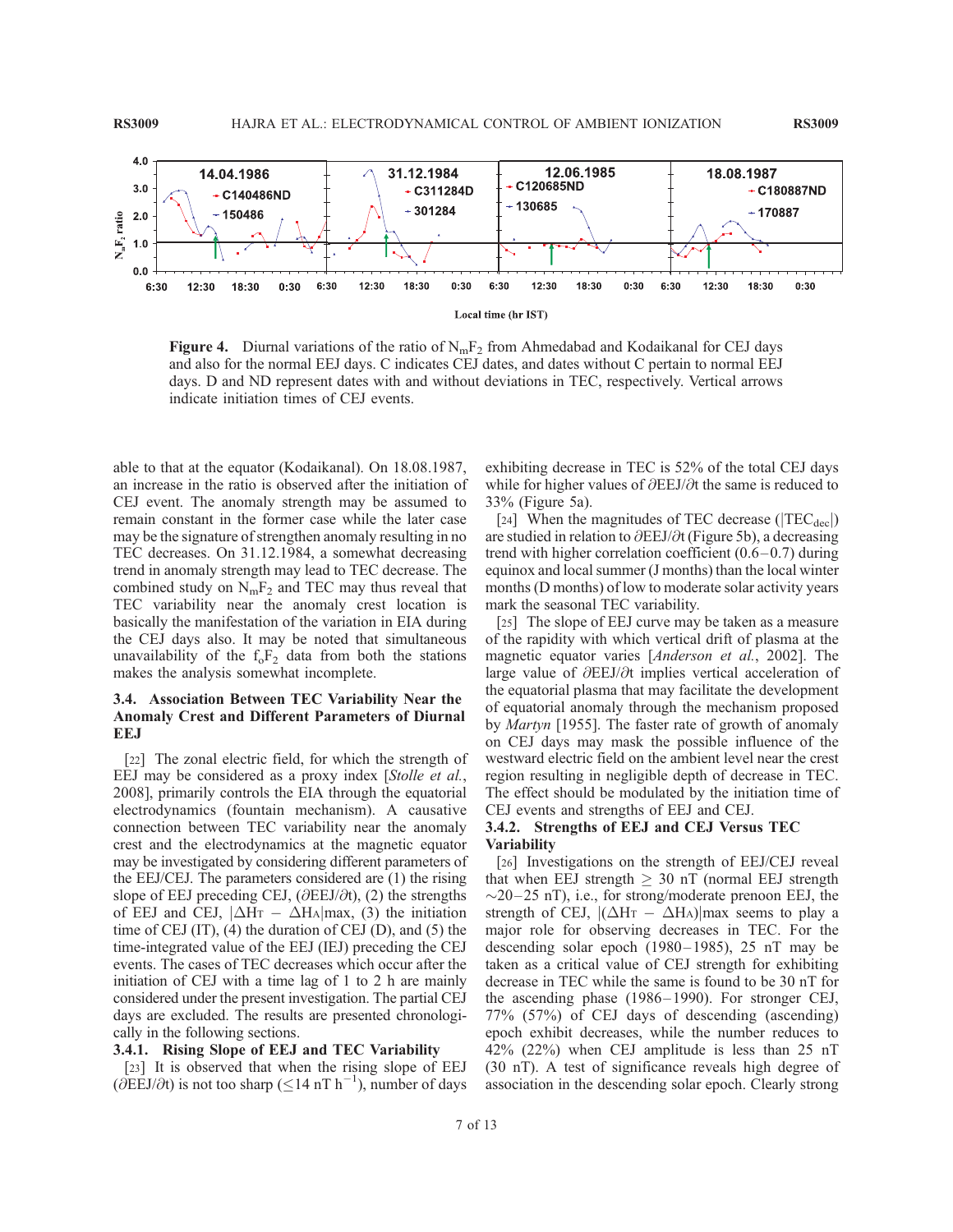**Figure 4.** Diurnal variations of the ratio of $N_mF_2$ from Ahmedabad and Kodaikanal for CEJ days and also for the normal EEJ days. C indicates CEJ dates, and dates without C pertain to normal EEJ days. D and ND represent dates with and without deviations in TEC, respectively. Vertical arrows indicate initiation times of CEJ events.

able to that at the equator (Kodaikanal). On 18.08.1987, an increase in the ratio is observed after the initiation of CEJ event. The anomaly strength may be assumed to remain constant in the former case while the later case may be the signature of strengthen anomaly resulting in no TEC decreases. On 31.12.1984, a somewhat decreasing trend in anomaly strength may lead to TEC decrease. The combined study on $N_mF_2$ and TEC may thus reveal that TEC variability near the anomaly crest location is basically the manifestation of the variation in EIA during the CEJ days also. It may be noted that simultaneous unavailability of the $f_oF_2$ data from both the stations makes the analysis somewhat incomplete.

### 3.4. Association Between TEC Variability Near the Anomaly Crest and Different Parameters of Diurnal EEJ

[22] The zonal electric field, for which the strength of EEJ may be considered as a proxy index [*Stolle et al.*, 2008], primarily controls the EIA through the equatorial electrodynamics (fountain mechanism). A causative connection between TEC variability near the anomaly crest and the electrodynamics at the magnetic equator may be investigated by considering different parameters of the EEJ/CEJ. The parameters considered are (1) the rising slope of EEJ preceding CEJ, ($\partial$EEJ/$\partial$t), (2) the strengths of EEJ and CEJ, $|\Delta H_T - \Delta H_A|$max, (3) the initiation time of CEJ (IT), (4) the duration of CEJ (D), and (5) the time-integrated value of the EEJ (IEJ) preceding the CEJ events. The cases of TEC decreases which occur after the initiation of CEJ with a time lag of 1 to 2 h are mainly considered under the present investigation. The partial CEJ days are excluded. The results are presented chronologically in the following sections.

#### 3.4.1. Rising Slope of EEJ and TEC Variability

[23] It is observed that when the rising slope of EEJ ($\partial$EEJ/$\partial$t) is not too sharp ($\leq$14 nT $h^{-1}$), number of days exhibiting decrease in TEC is 52% of the total CEJ days while for higher values of $\partial$EEJ/$\partial$t the same is reduced to 33% (Figure 5a).

[24] When the magnitudes of TEC decrease ($|TEC_{dec}|$) are studied in relation to $\partial$EEJ/$\partial$t (Figure 5b), a decreasing trend with higher correlation coefficient (0.6–0.7) during equinox and local summer (J months) than the local winter months (D months) of low to moderate solar activity years mark the seasonal TEC variability.

[25] The slope of EEJ curve may be taken as a measure of the rapidity with which vertical drift of plasma at the magnetic equator varies [*Anderson et al.*, 2002]. The large value of $\partial$EEJ/$\partial$t implies vertical acceleration of the equatorial plasma that may facilitate the development of equatorial anomaly through the mechanism proposed by *Martyn* [1955]. The faster rate of growth of anomaly on CEJ days may mask the possible influence of the westward electric field on the ambient level near the crest region resulting in negligible depth of decrease in TEC. The effect should be modulated by the initiation time of CEJ events and strengths of EEJ and CEJ.

#### 3.4.2. Strengths of EEJ and CEJ Versus TEC Variability

[26] Investigations on the strength of EEJ/CEJ reveal that when EEJ strength $\geq$ 30 nT (normal EEJ strength ~20–25 nT), i.e., for strong/moderate prenoon EEJ, the strength of CEJ, $|(\Delta H_T - \Delta H_A)|$max seems to play a major role for observing decreases in TEC. For the descending solar epoch (1980–1985), 25 nT may be taken as a critical value of CEJ strength for exhibiting decrease in TEC while the same is found to be 30 nT for the ascending phase (1986–1990). For stronger CEJ, 77% (57%) of CEJ days of descending (ascending) epoch exhibit decreases, while the number reduces to 42% (22%) when CEJ amplitude is less than 25 nT (30 nT). A test of significance reveals high degree of association in the descending solar epoch. Clearly strong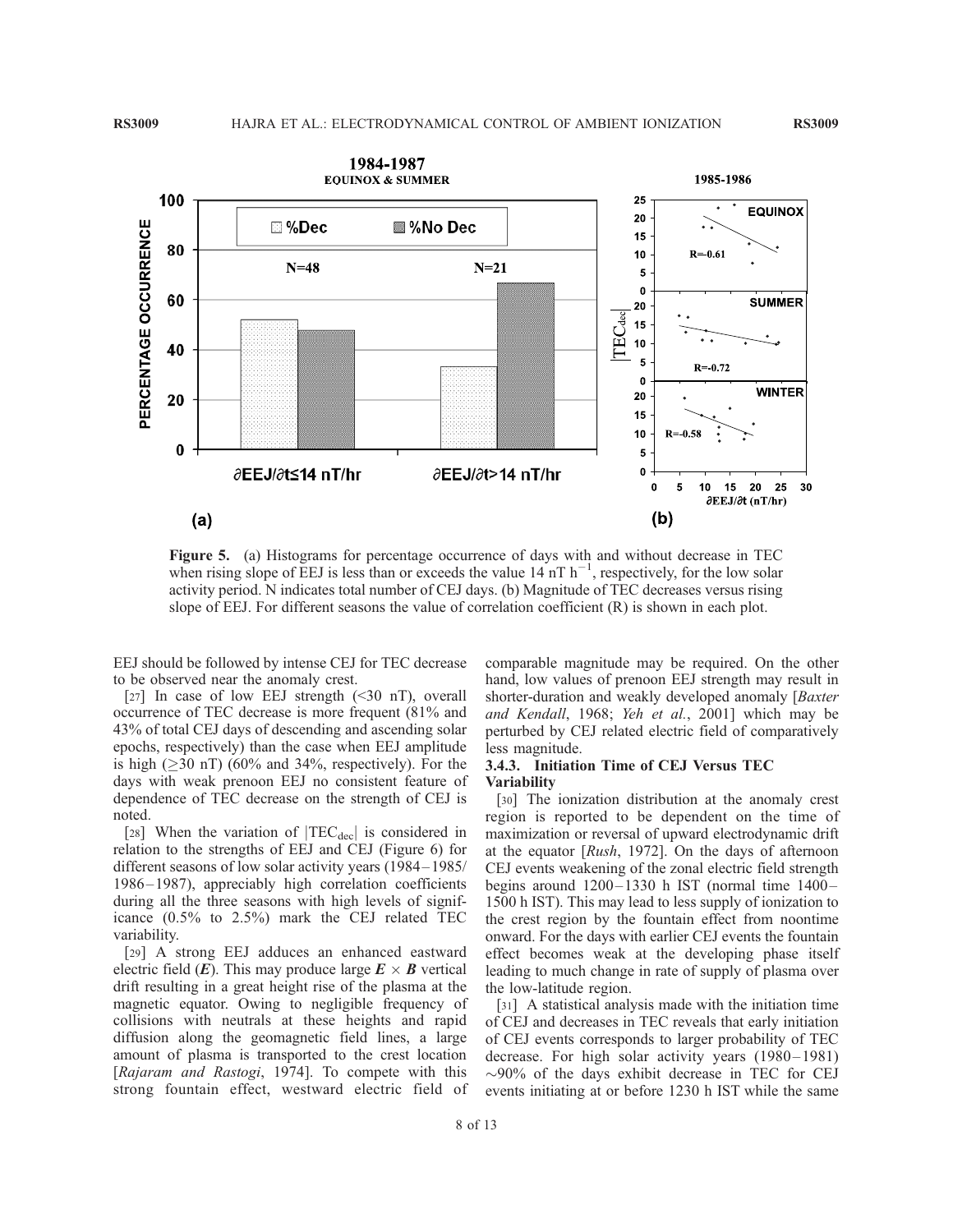**Figure 5.** (a) Histograms for percentage occurrence of days with and without decrease in TEC when rising slope of EEJ is less than or exceeds the value 14 nT h$^{-1}$, respectively, for the low solar activity period. N indicates total number of CEJ days. (b) Magnitude of TEC decreases versus rising slope of EEJ. For different seasons the value of correlation coefficient (R) is shown in each plot.

EEJ should be followed by intense CEJ for TEC decrease to be observed near the anomaly crest.

[27] In case of low EEJ strength (<30 nT), overall occurrence of TEC decrease is more frequent (81% and 43% of total CEJ days of descending and ascending solar epochs, respectively) than the case when EEJ amplitude is high ($\geq$30 nT) (60% and 34%, respectively). For the days with weak prenoon EEJ no consistent feature of dependence of TEC decrease on the strength of CEJ is noted.

[28] When the variation of $|TEC_{dec}|$ is considered in relation to the strengths of EEJ and CEJ (Figure 6) for different seasons of low solar activity years (1984–1985/1986–1987), appreciably high correlation coefficients during all the three seasons with high levels of significance (0.5% to 2.5%) mark the CEJ related TEC variability.

[29] A strong EEJ adduces an enhanced eastward electric field (***E***). This may produce large $\boldsymbol{E} \times \boldsymbol{B}$ vertical drift resulting in a great height rise of the plasma at the magnetic equator. Owing to negligible frequency of collisions with neutrals at these heights and rapid diffusion along the geomagnetic field lines, a large amount of plasma is transported to the crest location [*Rajaram and Rastogi*, 1974]. To compete with this strong fountain effect, westward electric field of comparable magnitude may be required. On the other hand, low values of prenoon EEJ strength may result in shorter-duration and weakly developed anomaly [*Baxter and Kendall*, 1968; *Yeh et al.*, 2001] which may be perturbed by CEJ related electric field of comparatively less magnitude.

### 3.4.3. Initiation Time of CEJ Versus TEC Variability

[30] The ionization distribution at the anomaly crest region is reported to be dependent on the time of maximization or reversal of upward electrodynamic drift at the equator [*Rush*, 1972]. On the days of afternoon CEJ events weakening of the zonal electric field strength begins around 1200–1330 h IST (normal time 1400–1500 h IST). This may lead to less supply of ionization to the crest region by the fountain effect from noontime onward. For the days with earlier CEJ events the fountain effect becomes weak at the developing phase itself leading to much change in rate of supply of plasma over the low-latitude region.

[31] A statistical analysis made with the initiation time of CEJ and decreases in TEC reveals that early initiation of CEJ events corresponds to larger probability of TEC decrease. For high solar activity years (1980–1981) ~90% of the days exhibit decrease in TEC for CEJ events initiating at or before 1230 h IST while the same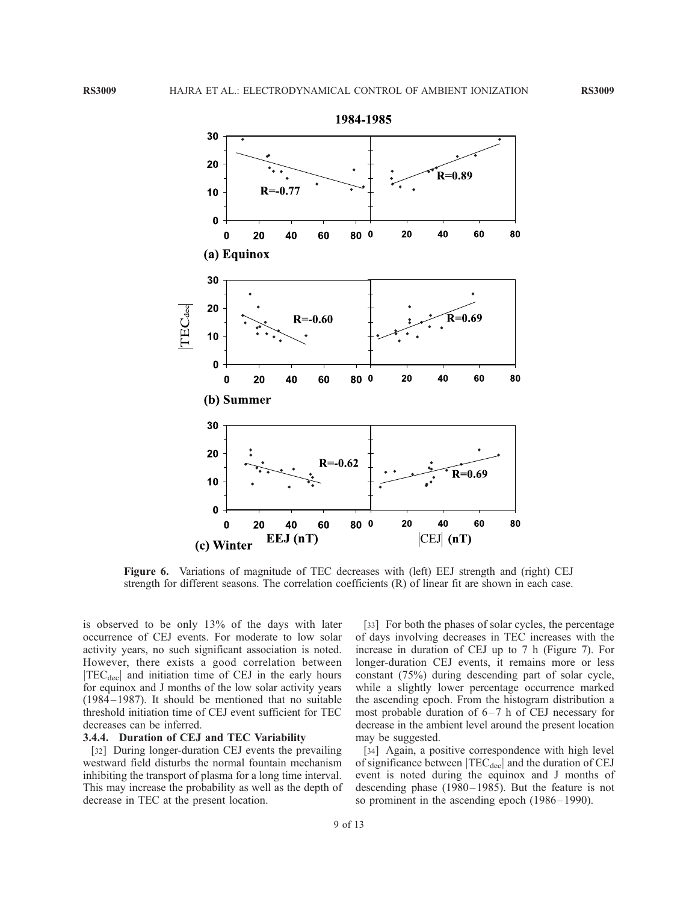**Figure 6.** Variations of magnitude of TEC decreases with (left) EEJ strength and (right) CEJ strength for different seasons. The correlation coefficients (R) of linear fit are shown in each case.

is observed to be only 13% of the days with later occurrence of CEJ events. For moderate to low solar activity years, no such significant association is noted. However, there exists a good correlation between $|TEC_{dec}|$ and initiation time of CEJ in the early hours for equinox and J months of the low solar activity years (1984–1987). It should be mentioned that no suitable threshold initiation time of CEJ event sufficient for TEC decreases can be inferred.

#### 3.4.4. Duration of CEJ and TEC Variability

[32] During longer-duration CEJ events the prevailing westward field disturbs the normal fountain mechanism inhibiting the transport of plasma for a long time interval. This may increase the probability as well as the depth of decrease in TEC at the present location.

[33] For both the phases of solar cycles, the percentage of days involving decreases in TEC increases with the increase in duration of CEJ up to 7 h (Figure 7). For longer-duration CEJ events, it remains more or less constant (75%) during descending part of solar cycle, while a slightly lower percentage occurrence marked the ascending epoch. From the histogram distribution a most probable duration of 6–7 h of CEJ necessary for decrease in the ambient level around the present location may be suggested.

[34] Again, a positive correspondence with high level of significance between $|TEC_{dec}|$ and the duration of CEJ event is noted during the equinox and J months of descending phase (1980–1985). But the feature is not so prominent in the ascending epoch (1986–1990).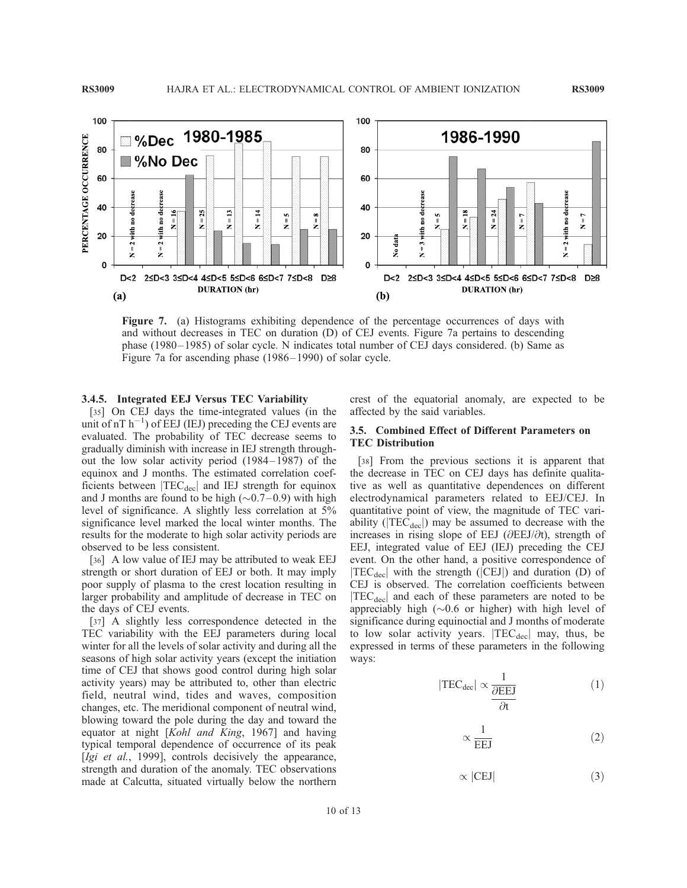**Figure 7.** (a) Histograms exhibiting dependence of the percentage occurrences of days with and without decreases in TEC on duration (D) of CEJ events. Figure 7a pertains to descending phase (1980–1985) of solar cycle. N indicates total number of CEJ days considered. (b) Same as Figure 7a for ascending phase (1986–1990) of solar cycle.

#### 3.4.5. Integrated EEJ Versus TEC Variability

[35] On CEJ days the time-integrated values (in the unit of nT $h^{-1}$) of EEJ (IEJ) preceding the CEJ events are evaluated. The probability of TEC decrease seems to gradually diminish with increase in IEJ strength throughout the low solar activity period (1984–1987) of the equinox and J months. The estimated correlation coefficients between $|TEC_{dec}|$ and IEJ strength for equinox and J months are found to be high (~0.7–0.9) with high level of significance. A slightly less correlation at 5% significance level marked the local winter months. The results for the moderate to high solar activity periods are observed to be less consistent.

[36] A low value of IEJ may be attributed to weak EEJ strength or short duration of EEJ or both. It may imply poor supply of plasma to the crest location resulting in larger probability and amplitude of decrease in TEC on the days of CEJ events.

[37] A slightly less correspondence detected in the TEC variability with the EEJ parameters during local winter for all the levels of solar activity and during all the seasons of high solar activity years (except the initiation time of CEJ that shows good control during high solar activity years) may be attributed to, other than electric field, neutral wind, tides and waves, composition changes, etc. The meridional component of neutral wind, blowing toward the pole during the day and toward the equator at night [*Kohl and King*, 1967] and having typical temporal dependence of occurrence of its peak [*Igi et al.*, 1999], controls decisively the appearance, strength and duration of the anomaly. TEC observations made at Calcutta, situated virtually below the northern crest of the equatorial anomaly, are expected to be affected by the said variables.

### 3.5. Combined Effect of Different Parameters on TEC Distribution

[38] From the previous sections it is apparent that the decrease in TEC on CEJ days has definite qualitative as well as quantitative dependences on different electrodynamical parameters related to EEJ/CEJ. In quantitative point of view, the magnitude of TEC variability ($|TEC_{dec}|$) may be assumed to decrease with the increases in rising slope of EEJ ($\partial$EEJ/$\partial$t), strength of EEJ, integrated value of EEJ (IEJ) preceding the CEJ event. On the other hand, a positive correspondence of $|TEC_{dec}|$ with the strength ($|CEJ|$) and duration (D) of CEJ is observed. The correlation coefficients between $|TEC_{dec}|$ and each of these parameters are noted to be appreciably high (~0.6 or higher) with high level of significance during equinoctial and J months of moderate to low solar activity years. $|TEC_{dec}|$ may, thus, be expressed in terms of these parameters in the following ways:

$$|TEC_{dec}| \propto \frac{1}{\frac{\partial EEJ}{\partial t}} \tag{1}$$

$$\propto \frac{1}{EEJ} \tag{2}$$

$$\propto |CEJ| \tag{3}$$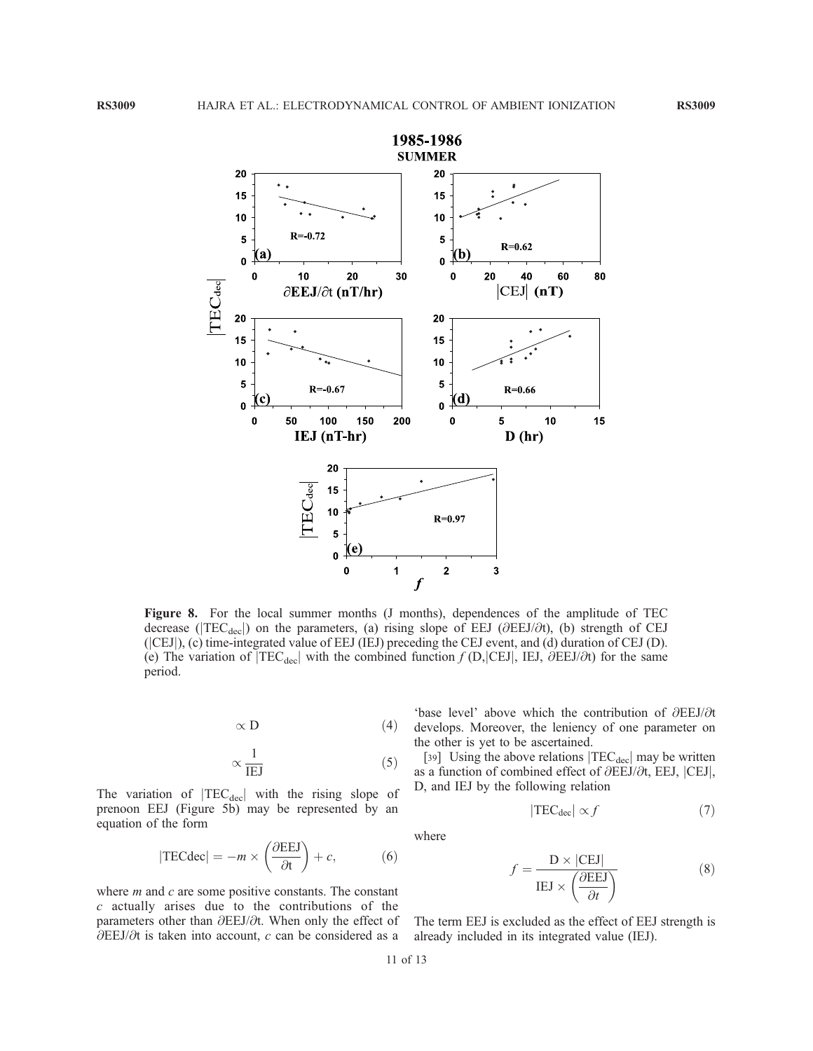Figure 8. For the local summer months (J months), dependences of the amplitude of TEC decrease ($|TEC_{dec}|$) on the parameters, (a) rising slope of EEJ ($\partial$EEJ/$\partial$t), (b) strength of CEJ (|CEJ|), (c) time-integrated value of EEJ (IEJ) preceding the CEJ event, and (d) duration of CEJ (D). (e) The variation of $|TEC_{dec}|$ with the combined function $f$ (D,|CEJ|, IEJ, $\partial$EEJ/$\partial$t) for the same period.

$$\propto \mathrm{D} \tag{4}$$

$$\propto \frac{1}{\mathrm{IEJ}} \tag{5}$$

The variation of $|TEC_{dec}|$ with the rising slope of prenoon EEJ (Figure 5b) may be represented by an equation of the form

$$|\mathrm{TECdec}| = -m \times \left(\frac{\partial \mathrm{EEJ}}{\partial \mathrm{t}}\right) + c, \tag{6}$$

where $m$ and $c$ are some positive constants. The constant $c$ actually arises due to the contributions of the parameters other than $\partial$EEJ/$\partial$t. When only the effect of $\partial$EEJ/$\partial$t is taken into account, $c$ can be considered as a 'base level' above which the contribution of $\partial$EEJ/$\partial$t develops. Moreover, the leniency of one parameter on the other is yet to be ascertained.

[39] Using the above relations $|TEC_{dec}|$ may be written as a function of combined effect of $\partial$EEJ/$\partial$t, EEJ, |CEJ|, D, and IEJ by the following relation

$$|\mathrm{TEC_{dec}}| \propto f \tag{7}$$

where

$$f = \frac{\mathrm{D} \times |\mathrm{CEJ}|}{\mathrm{IEJ} \times \left(\frac{\partial \mathrm{EEJ}}{\partial t}\right)} \tag{8}$$

The term EEJ is excluded as the effect of EEJ strength is already included in its integrated value (IEJ).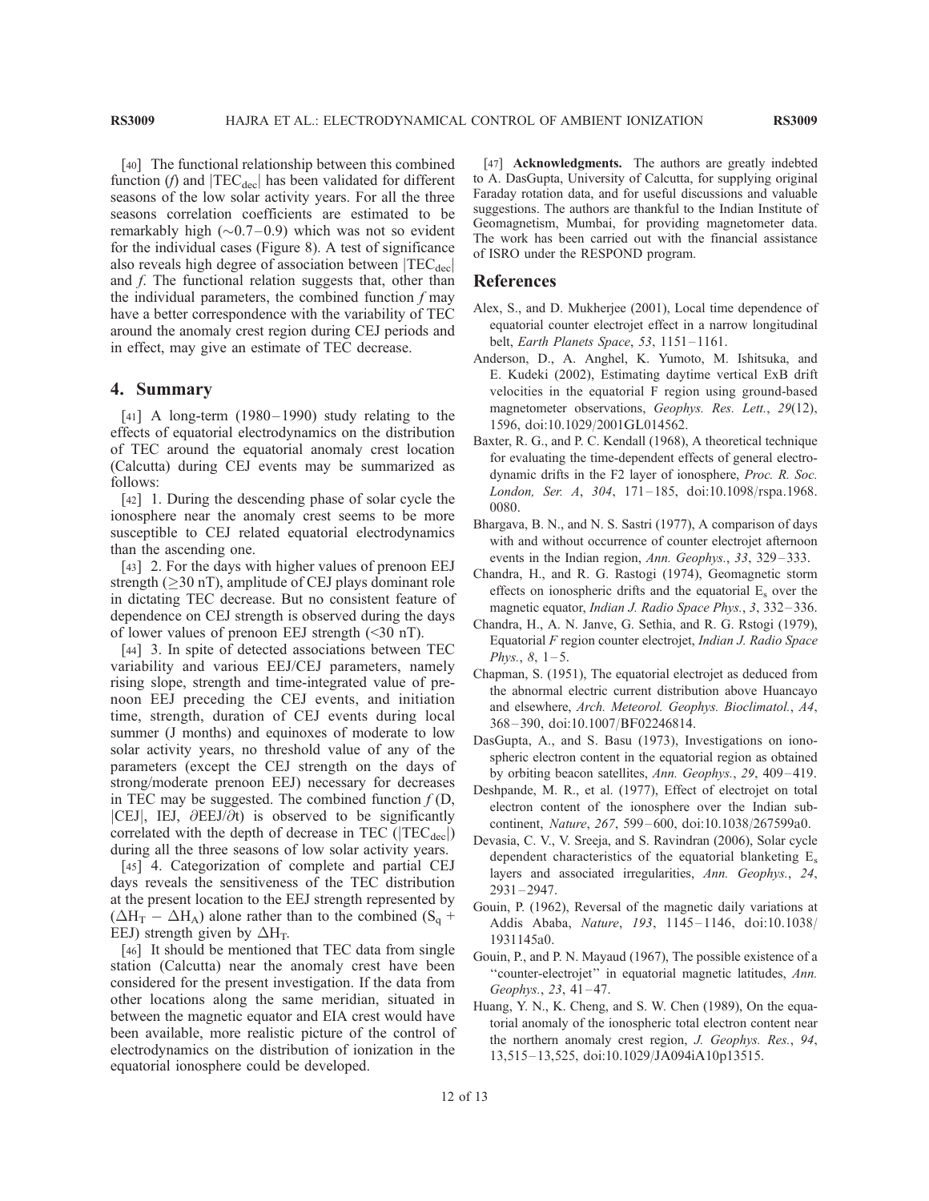[40] The functional relationship between this combined function ($f$) and $|TEC_{dec}|$ has been validated for different seasons of the low solar activity years. For all the three seasons correlation coefficients are estimated to be remarkably high (~0.7–0.9) which was not so evident for the individual cases (Figure 8). A test of significance also reveals high degree of association between $|TEC_{dec}|$ and $f$. The functional relation suggests that, other than the individual parameters, the combined function $f$ may have a better correspondence with the variability of TEC around the anomaly crest region during CEJ periods and in effect, may give an estimate of TEC decrease.

## 4. Summary

[41] A long-term (1980–1990) study relating to the effects of equatorial electrodynamics on the distribution of TEC around the equatorial anomaly crest location (Calcutta) during CEJ events may be summarized as follows:

[42] 1. During the descending phase of solar cycle the ionosphere near the anomaly crest seems to be more susceptible to CEJ related equatorial electrodynamics than the ascending one.

[43] 2. For the days with higher values of prenoon EEJ strength ($\geq$30 nT), amplitude of CEJ plays dominant role in dictating TEC decrease. But no consistent feature of dependence on CEJ strength is observed during the days of lower values of prenoon EEJ strength (<30 nT).

[44] 3. In spite of detected associations between TEC variability and various EEJ/CEJ parameters, namely rising slope, strength and time-integrated value of prenoon EEJ preceding the CEJ events, and initiation time, strength, duration of CEJ events during local summer (J months) and equinoxes of moderate to low solar activity years, no threshold value of any of the parameters (except the CEJ strength on the days of strong/moderate prenoon EEJ) necessary for decreases in TEC may be suggested. The combined function $f$ (D, |CEJ|, IEJ, $\partial$EEJ/$\partial$t) is observed to be significantly correlated with the depth of decrease in TEC ($|TEC_{dec}|$) during all the three seasons of low solar activity years.

[45] 4. Categorization of complete and partial CEJ days reveals the sensitiveness of the TEC distribution at the present location to the EEJ strength represented by ($\Delta H_T - \Delta H_A$) alone rather than to the combined ($S_q$ + EEJ) strength given by $\Delta H_T$.

[46] It should be mentioned that TEC data from single station (Calcutta) near the anomaly crest have been considered for the present investigation. If the data from other locations along the same meridian, situated in between the magnetic equator and EIA crest would have been available, more realistic picture of the control of electrodynamics on the distribution of ionization in the equatorial ionosphere could be developed.

[47] **Acknowledgments.** The authors are greatly indebted to A. DasGupta, University of Calcutta, for supplying original Faraday rotation data, and for useful discussions and valuable suggestions. The authors are thankful to the Indian Institute of Geomagnetism, Mumbai, for providing magnetometer data. The work has been carried out with the financial assistance of ISRO under the RESPOND program.

## References

Alex, S., and D. Mukherjee (2001), Local time dependence of equatorial counter electrojet effect in a narrow longitudinal belt, *Earth Planets Space*, *53*, 1151–1161.

Anderson, D., A. Anghel, K. Yumoto, M. Ishitsuka, and E. Kudeki (2002), Estimating daytime vertical ExB drift velocities in the equatorial F region using ground-based magnetometer observations, *Geophys. Res. Lett.*, *29*(12), 1596, doi:10.1029/2001GL014562.

Baxter, R. G., and P. C. Kendall (1968), A theoretical technique for evaluating the time-dependent effects of general electrodynamic drifts in the F2 layer of ionosphere, *Proc. R. Soc. London, Ser. A*, *304*, 171–185, doi:10.1098/rspa.1968.0080.

Bhargava, B. N., and N. S. Sastri (1977), A comparison of days with and without occurrence of counter electrojet afternoon events in the Indian region, *Ann. Geophys.*, *33*, 329–333.

Chandra, H., and R. G. Rastogi (1974), Geomagnetic storm effects on ionospheric drifts and the equatorial $E_s$ over the magnetic equator, *Indian J. Radio Space Phys.*, *3*, 332–336.

Chandra, H., A. N. Janve, G. Sethia, and R. G. Rstogi (1979), Equatorial *F* region counter electrojet, *Indian J. Radio Space Phys.*, *8*, 1–5.

Chapman, S. (1951), The equatorial electrojet as deduced from the abnormal electric current distribution above Huancayo and elsewhere, *Arch. Meteorol. Geophys. Bioclimatol.*, *A4*, 368–390, doi:10.1007/BF02246814.

DasGupta, A., and S. Basu (1973), Investigations on ionospheric electron content in the equatorial region as obtained by orbiting beacon satellites, *Ann. Geophys.*, *29*, 409–419.

Deshpande, M. R., et al. (1977), Effect of electrojet on total electron content of the ionosphere over the Indian subcontinent, *Nature*, *267*, 599–600, doi:10.1038/267599a0.

Devasia, C. V., V. Sreeja, and S. Ravindran (2006), Solar cycle dependent characteristics of the equatorial blanketing $E_s$ layers and associated irregularities, *Ann. Geophys.*, *24*, 2931–2947.

Gouin, P. (1962), Reversal of the magnetic daily variations at Addis Ababa, *Nature*, *193*, 1145–1146, doi:10.1038/1931145a0.

Gouin, P., and P. N. Mayaud (1967), The possible existence of a "counter-electrojet" in equatorial magnetic latitudes, *Ann. Geophys.*, *23*, 41–47.

Huang, Y. N., K. Cheng, and S. W. Chen (1989), On the equatorial anomaly of the ionospheric total electron content near the northern anomaly crest region, *J. Geophys. Res.*, *94*, 13,515–13,525, doi:10.1029/JA094iA10p13515.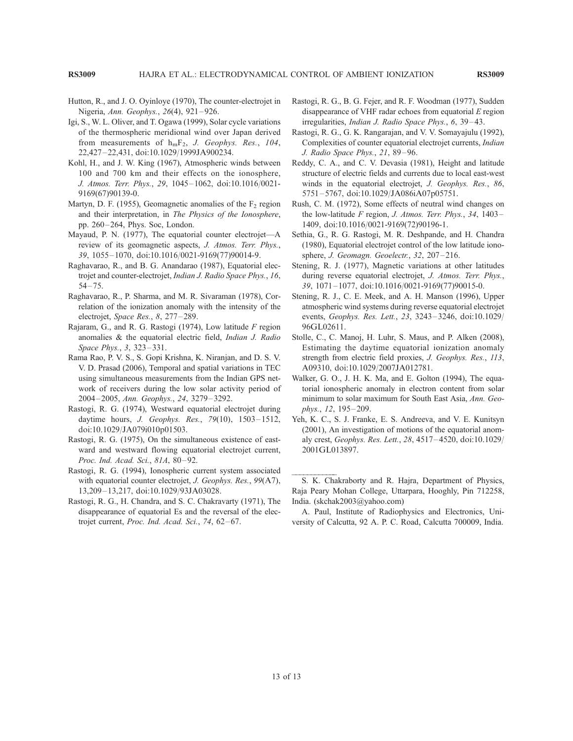Hutton, R., and J. O. Oyinloye (1970), The counter-electrojet in Nigeria, *Ann. Geophys.*, *26*(4), 921–926.

Igi, S., W. L. Oliver, and T. Ogawa (1999), Solar cycle variations of the thermospheric meridional wind over Japan derived from measurements of $h_mF_2$, *J. Geophys. Res.*, *104*, 22,427–22,431, doi:10.1029/1999JA900234.

Kohl, H., and J. W. King (1967), Atmospheric winds between 100 and 700 km and their effects on the ionosphere, *J. Atmos. Terr. Phys.*, *29*, 1045–1062, doi:10.1016/0021-9169(67)90139-0.

Martyn, D. F. (1955), Geomagnetic anomalies of the $F_2$ region and their interpretation, in *The Physics of the Ionosphere*, pp. 260–264, Phys. Soc, London.

Mayaud, P. N. (1977), The equatorial counter electrojet—A review of its geomagnetic aspects, *J. Atmos. Terr. Phys.*, *39*, 1055–1070, doi:10.1016/0021-9169(77)90014-9.

Raghavarao, R., and B. G. Anandarao (1987), Equatorial electrojet and counter-electrojet, *Indian J. Radio Space Phys.*, *16*, 54–75.

Raghavarao, R., P. Sharma, and M. R. Sivaraman (1978), Correlation of the ionization anomaly with the intensity of the electrojet, *Space Res.*, *8*, 277–289.

Rajaram, G., and R. G. Rastogi (1974), Low latitude *F* region anomalies & the equatorial electric field, *Indian J. Radio Space Phys.*, *3*, 323–331.

Rama Rao, P. V. S., S. Gopi Krishna, K. Niranjan, and D. S. V. V. D. Prasad (2006), Temporal and spatial variations in TEC using simultaneous measurements from the Indian GPS network of receivers during the low solar activity period of 2004–2005, *Ann. Geophys.*, *24*, 3279–3292.

Rastogi, R. G. (1974), Westward equatorial electrojet during daytime hours, *J. Geophys. Res.*, *79*(10), 1503–1512, doi:10.1029/JA079i010p01503.

Rastogi, R. G. (1975), On the simultaneous existence of eastward and westward flowing equatorial electrojet current, *Proc. Ind. Acad. Sci.*, *81A*, 80–92.

Rastogi, R. G. (1994), Ionospheric current system associated with equatorial counter electrojet, *J. Geophys. Res.*, *99*(A7), 13,209–13,217, doi:10.1029/93JA03028.

Rastogi, R. G., H. Chandra, and S. C. Chakravarty (1971), The disappearance of equatorial Es and the reversal of the electrojet current, *Proc. Ind. Acad. Sci.*, *74*, 62–67.

Rastogi, R. G., B. G. Fejer, and R. F. Woodman (1977), Sudden disappearance of VHF radar echoes from equatorial *E* region irregularities, *Indian J. Radio Space Phys.*, *6*, 39–43.

Rastogi, R. G., G. K. Rangarajan, and V. V. Somayajulu (1992), Complexities of counter equatorial electrojet currents, *Indian J. Radio Space Phys.*, *21*, 89–96.

Reddy, C. A., and C. V. Devasia (1981), Height and latitude structure of electric fields and currents due to local east-west winds in the equatorial electrojet, *J. Geophys. Res.*, *86*, 5751–5767, doi:10.1029/JA086iA07p05751.

Rush, C. M. (1972), Some effects of neutral wind changes on the low-latitude *F* region, *J. Atmos. Terr. Phys.*, *34*, 1403–1409, doi:10.1016/0021-9169(72)90196-1.

Sethia, G., R. G. Rastogi, M. R. Deshpande, and H. Chandra (1980), Equatorial electrojet control of the low latitude ionosphere, *J. Geomagn. Geoelectr.*, *32*, 207–216.

Stening, R. J. (1977), Magnetic variations at other latitudes during reverse equatorial electrojet, *J. Atmos. Terr. Phys.*, *39*, 1071–1077, doi:10.1016/0021-9169(77)90015-0.

Stening, R. J., C. E. Meek, and A. H. Manson (1996), Upper atmospheric wind systems during reverse equatorial electrojet events, *Geophys. Res. Lett.*, *23*, 3243–3246, doi:10.1029/96GL02611.

Stolle, C., C. Manoj, H. Luhr, S. Maus, and P. Alken (2008), Estimating the daytime equatorial ionization anomaly strength from electric field proxies, *J. Geophys. Res.*, *113*, A09310, doi:10.1029/2007JA012781.

Walker, G. O., J. H. K. Ma, and E. Golton (1994), The equatorial ionospheric anomaly in electron content from solar minimum to solar maximum for South East Asia, *Ann. Geophys.*, *12*, 195–209.

Yeh, K. C., S. J. Franke, E. S. Andreeva, and V. E. Kunitsyn (2001), An investigation of motions of the equatorial anomaly crest, *Geophys. Res. Lett.*, *28*, 4517–4520, doi:10.1029/2001GL013897.

---

S. K. Chakraborty and R. Hajra, Department of Physics, Raja Peary Mohan College, Uttarpara, Hooghly, Pin 712258, India. (skchak2003@yahoo.com)

A. Paul, Institute of Radiophysics and Electronics, University of Calcutta, 92 A. P. C. Road, Calcutta 700009, India.